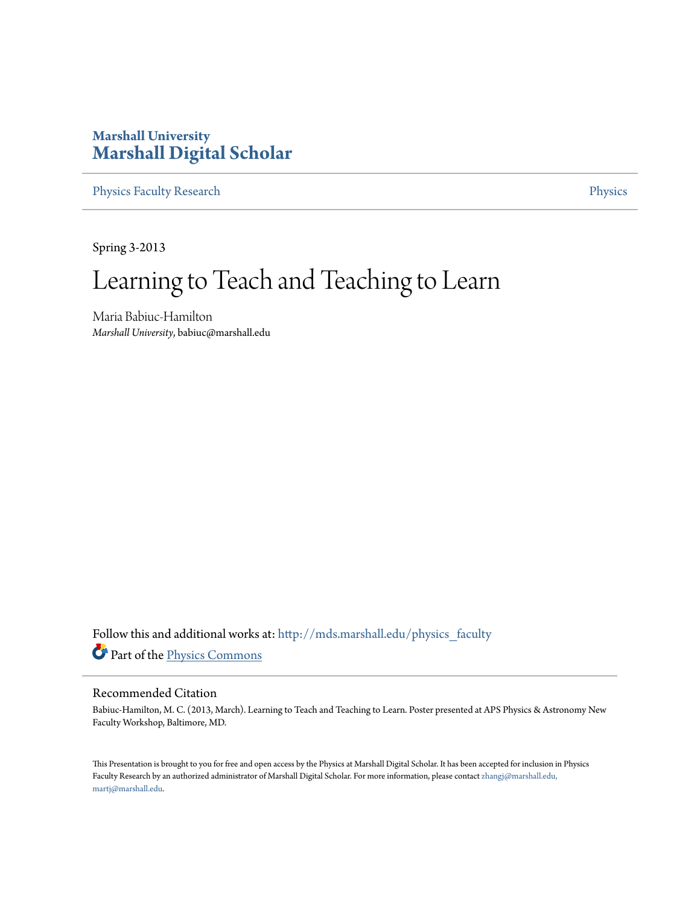**Marshall University**
# Marshall Digital Scholar

Physics Faculty Research | Physics

Spring 3-2013

# Learning to Teach and Teaching to Learn

Maria Babiuc-Hamilton
*Marshall University*, babiuc@marshall.edu

Follow this and additional works at: http://mds.marshall.edu/physics_faculty

Part of the Physics Commons

## Recommended Citation

Babiuc-Hamilton, M. C. (2013, March). Learning to Teach and Teaching to Learn. Poster presented at APS Physics & Astronomy New Faculty Workshop, Baltimore, MD.

This Presentation is brought to you for free and open access by the Physics at Marshall Digital Scholar. It has been accepted for inclusion in Physics Faculty Research by an authorized administrator of Marshall Digital Scholar. For more information, please contact zhangj@marshall.edu, martj@marshall.edu.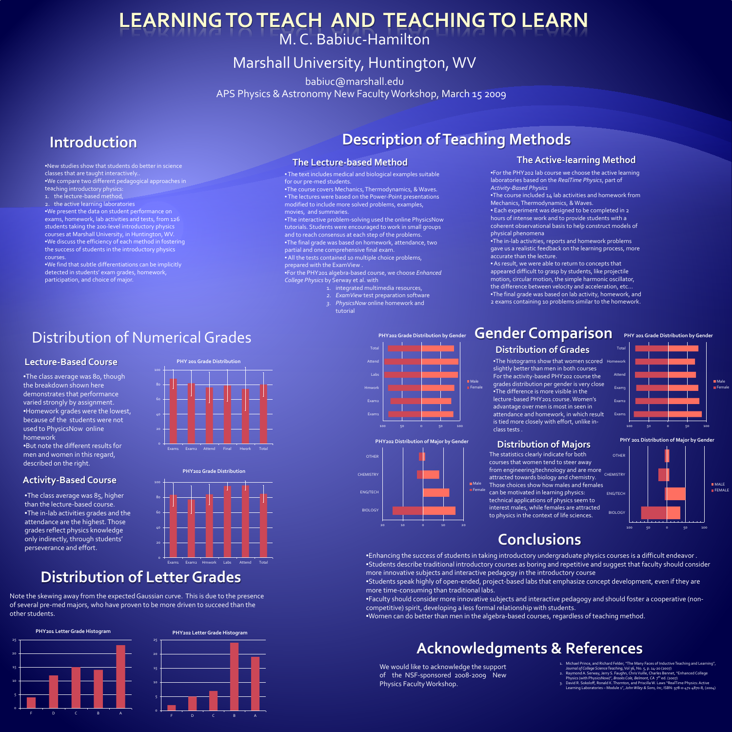# LEARNING TO TEACH AND TEACHING TO LEARN

M. C. Babiuc-Hamilton

Marshall University, Huntington, WV

babiuc@marshall.edu

APS Physics & Astronomy New Faculty Workshop, March 15 2009

## Introduction

- New studies show that students do better in science classes that are taught interactively..
- We compare two different pedagogical approaches in teaching introductory physics:
  1. the lecture-based method,
  2. the active learning laboratories
- We present the data on student performance on exams, homework, lab activities and tests, from 126 students taking the 200-level introductory physics courses at Marshall University, in Huntington, WV.
- We discuss the efficiency of each method in fostering the success of students in the introductory physics courses.
- We find that subtle differentiations can be implicitly detected in students' exam grades, homework, participation, and choice of major.

## Description of Teaching Methods

### The Lecture-based Method

- The text includes medical and biological examples suitable for our pre-med students.
- The course covers Mechanics, Thermodynamics, & Waves.
- The lectures were based on the Power-Point presentations modified to include more solved problems, examples, movies, and summaries.
- The interactive problem-solving used the online PhysicsNow tutorials. Students were encouraged to work in small groups and to reach consensus at each step of the problems.
- The final grade was based on homework, attendance, two partial and one comprehensive final exam.
- All the tests contained 10 multiple choice problems, prepared with the ExamView .
- For the PHY201 algebra-based course, we choose *Enhanced College Physics* by Serway et al. with
  1. integrated multimedia resources,
  2. *ExamView* test preparation software
  3. *PhysicsNow* online homework and tutorial

### The Active-learning Method

- For the PHY202 lab course we choose the active learning laboratories based on the *RealTime Physics*, part of *Activity-Based Physics*
- The course included 14 lab activities and homework from Mechanics, Thermodynamics, & Waves.
- Each experiment was designed to be completed in 2 hours of intense work and to provide students with a coherent observational basis to help construct models of physical phenomena
- The in-lab activities, reports and homework problems gave us a realistic feedback on the learning process, more accurate than the lecture.
- As result, we were able to return to concepts that appeared difficult to grasp by students, like projectile motion, circular motion, the simple harmonic oscillator, the difference between velocity and acceleration, etc…
- The final grade was based on lab activity, homework, and 2 exams containing 10 problems similar to the homework.

## Distribution of Numerical Grades

### Lecture-Based Course

- The class average was 80, though the breakdown shown here demonstrates that performance varied strongly by assignment.
- Homework grades were the lowest, because of the students were not used to PhysicsNow online homework
- But note the different results for men and women in this regard, described on the right.

PHY 201 Grade Distribution

0 20 40 60 80 100

Exam1 Exam2 Attend Final Hwork Total

### Activity-Based Course

- The class average was 85, higher than the lecture-based course.
- The in-lab activities grades and the attendance are the highest. Those grades reflect physics knowledge only indirectly, through students' perseverance and effort.

PHY202 Grade Distribution

0 20 40 60 80 100

Exam1 Exam2 Hmwork Labs Attend Total

## Distribution of Letter Grades

Note the skewing away from the expected Gaussian curve. This is due to the presence of several pre-med majors, who have proven to be more driven to succeed than the other students.

PHY201 Letter Grade Histogram

0 5 10 15 20 25

F D C B A

PHY202 Letter Grade Histogram

0 5 10 15 20 25

F D C B A

## Gender Comparison

PHY202 Grade Distribution by Gender

Total, Attend, Labs, Hmwork, Exam2, Exam1

100 50 0 50 100

Male, Female

PHY 201 Grade Distribution by Gender

Total, Homework, Attend, Exam3, Exam2, Exam1

100 50 0 50 100

Male, Female

### Distribution of Grades

- The histograms show that women scored slightly better than men in both courses For the activity-based PHY202 course the grades distribution per gender is very close
- The difference is more visible in the lecture-based PHY201 course. Women's advantage over men is most in seen in attendance and homework, in which result is tied more closely with effort, unlike in-class tests .

PHY202 Distribution of Major by Gender

OTHER, CHEMISTRY, ENG/TECH, BIOLOGY

20 10 0 10 20

Male, Female

PHY 201 Distribution of Major by Gender

OTHER, CHEMISTRY, ENG/TECH, BIOLOGY

100 50 0 50 100

MALE, FEMALE

### Distribution of Majors

The statistics clearly indicate for both courses that women tend to steer away from engineering/technology and are more attracted towards biology and chemistry. Those choices show how males and females can be motivated in learning physics: technical applications of physics seem to interest males, while females are attracted to physics in the context of life sciences.

## Conclusions

- Enhancing the success of students in taking introductory undergraduate physics courses is a difficult endeavor .
- Students describe traditional introductory courses as boring and repetitive and suggest that faculty should consider more innovative subjects and interactive pedagogy in the introductory course
- Students speak highly of open-ended, project-based labs that emphasize concept development, even if they are more time-consuming than traditional labs.
- Faculty should consider more innovative subjects and interactive pedagogy and should foster a cooperative (non-competitive) spirit, developing a less formal relationship with students.
- Women can do better than men in the algebra-based courses, regardless of teaching method.

## Acknowledgments & References

We would like to acknowledge the support of the NSF-sponsored 2008-2009 New Physics Faculty Workshop.

1. Michael Prince, and Richard Felder, "The Many Faces of Inductive Teaching and Learning", *Journal of College Science Teaching*, Vol 36, No. 5, p. 14-20 (2007)
2. Raymond A. Serway, Jerry S. Faughn, Chris Vuille, Charles Bennet, "Enhanced College Physics (with PhysicsNow)", *Brooks Cole, Belmont, CA* 7th ed. (2007)
3. David R. Sokoloff, Ronald K. Thornton, and Priscilla W. Laws "RealTime Physics: Active Learning Laboratories – Module 1", *John Wiley & Sons, Inc*, ISBN: 978-0-471-4870-8, (2004)